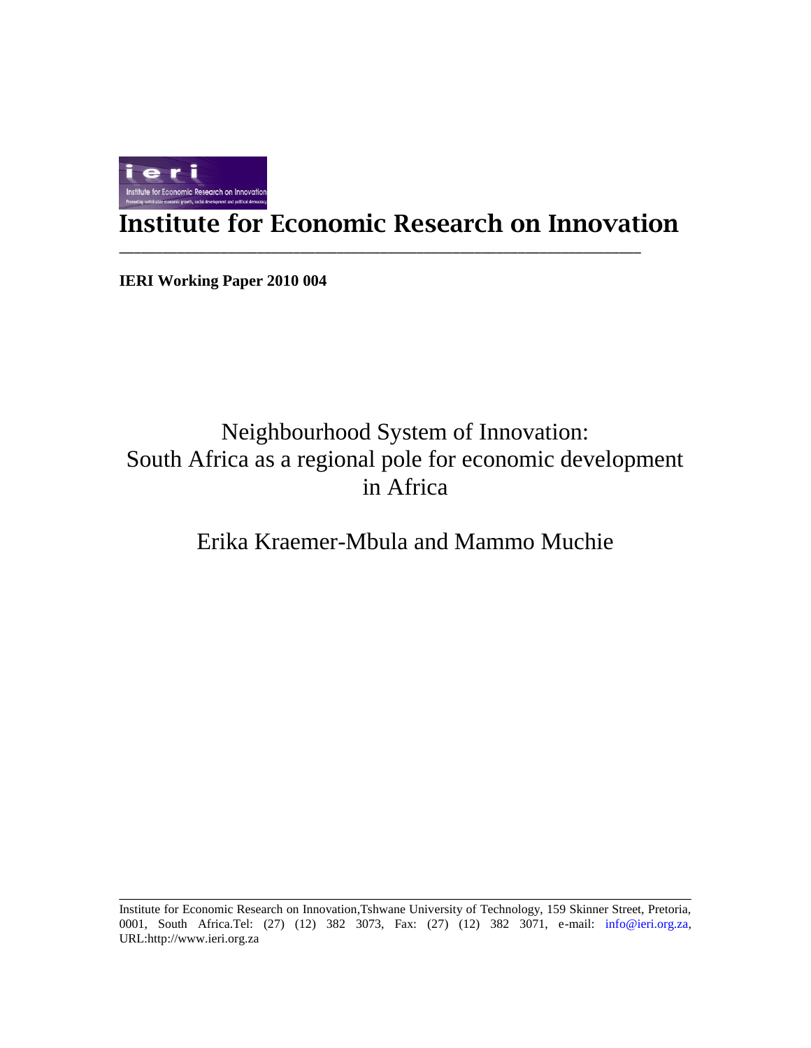# Institute for Economic Research on Innovation

**IERI Working Paper 2010 004**

## Neighbourhood System of Innovation: South Africa as a regional pole for economic development in Africa

Erika Kraemer-Mbula and Mammo Muchie

Institute for Economic Research on Innovation,Tshwane University of Technology, 159 Skinner Street, Pretoria, 0001, South Africa.Tel: (27) (12) 382 3073, Fax: (27) (12) 382 3071, e-mail: info@ieri.org.za, URL:http://www.ieri.org.za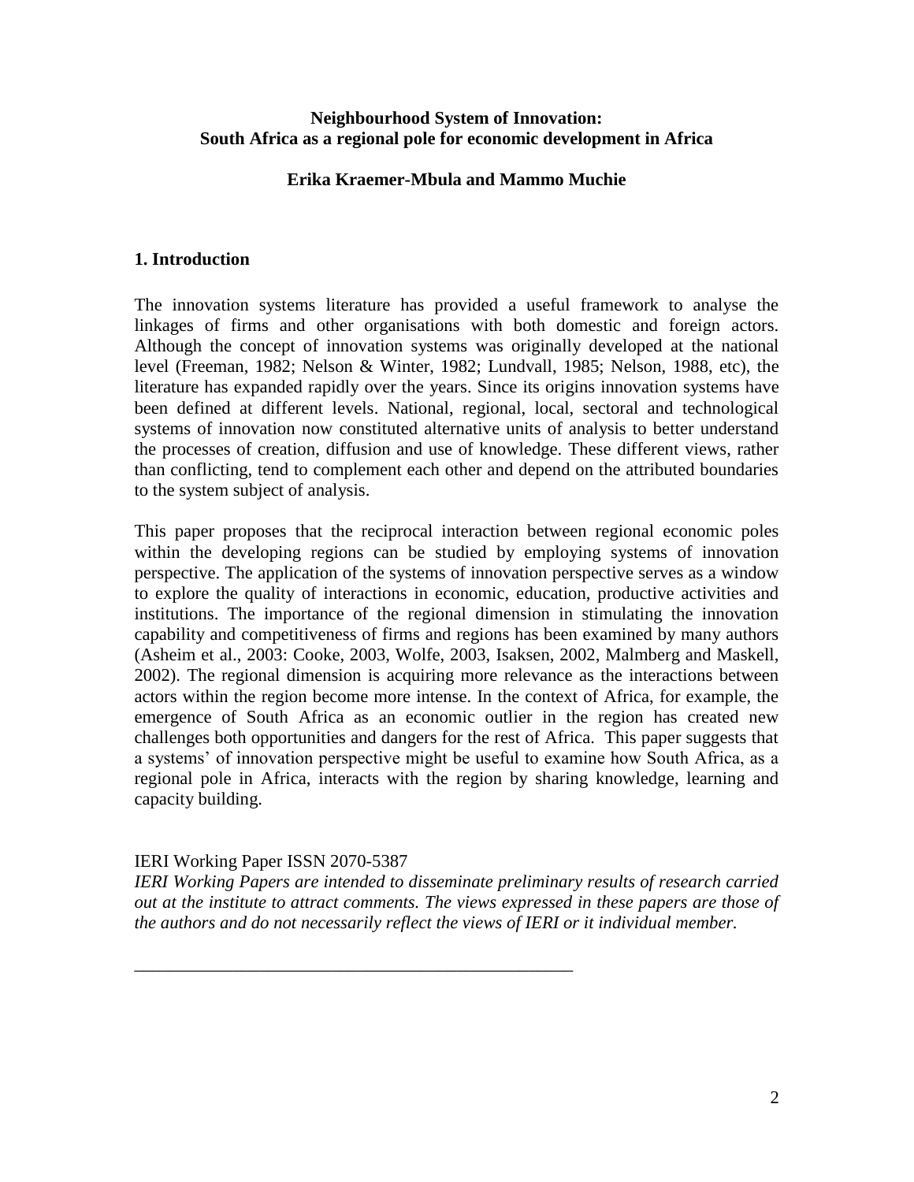**Neighbourhood System of Innovation:**
**South Africa as a regional pole for economic development in Africa**

**Erika Kraemer-Mbula and Mammo Muchie**

## 1. Introduction

The innovation systems literature has provided a useful framework to analyse the linkages of firms and other organisations with both domestic and foreign actors. Although the concept of innovation systems was originally developed at the national level (Freeman, 1982; Nelson & Winter, 1982; Lundvall, 1985; Nelson, 1988, etc), the literature has expanded rapidly over the years. Since its origins innovation systems have been defined at different levels. National, regional, local, sectoral and technological systems of innovation now constituted alternative units of analysis to better understand the processes of creation, diffusion and use of knowledge. These different views, rather than conflicting, tend to complement each other and depend on the attributed boundaries to the system subject of analysis.

This paper proposes that the reciprocal interaction between regional economic poles within the developing regions can be studied by employing systems of innovation perspective. The application of the systems of innovation perspective serves as a window to explore the quality of interactions in economic, education, productive activities and institutions. The importance of the regional dimension in stimulating the innovation capability and competitiveness of firms and regions has been examined by many authors (Asheim et al., 2003: Cooke, 2003, Wolfe, 2003, Isaksen, 2002, Malmberg and Maskell, 2002). The regional dimension is acquiring more relevance as the interactions between actors within the region become more intense. In the context of Africa, for example, the emergence of South Africa as an economic outlier in the region has created new challenges both opportunities and dangers for the rest of Africa. This paper suggests that a systems' of innovation perspective might be useful to examine how South Africa, as a regional pole in Africa, interacts with the region by sharing knowledge, learning and capacity building.

IERI Working Paper ISSN 2070-5387

*IERI Working Papers are intended to disseminate preliminary results of research carried out at the institute to attract comments. The views expressed in these papers are those of the authors and do not necessarily reflect the views of IERI or it individual member.*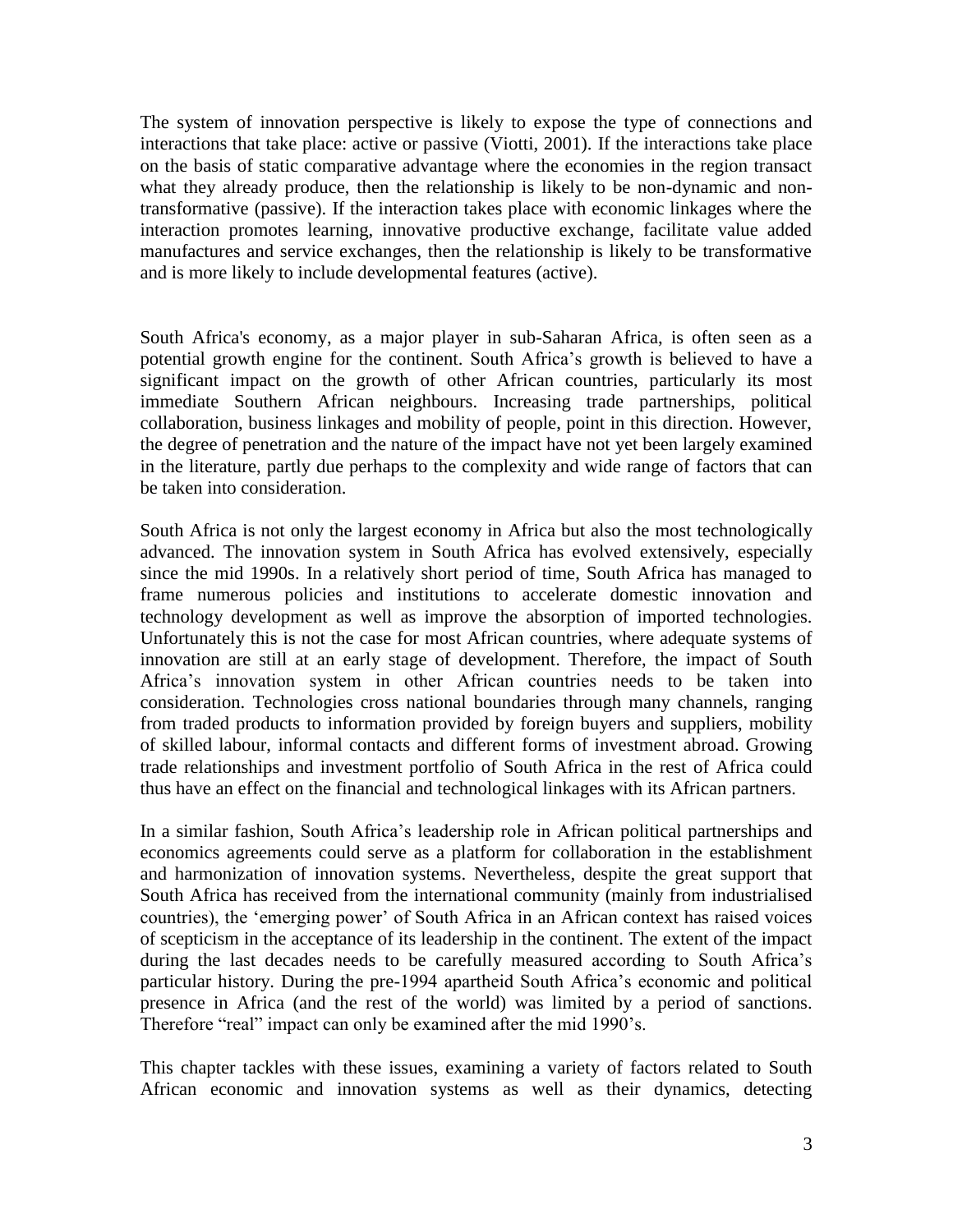The system of innovation perspective is likely to expose the type of connections and interactions that take place: active or passive (Viotti, 2001). If the interactions take place on the basis of static comparative advantage where the economies in the region transact what they already produce, then the relationship is likely to be non-dynamic and non-transformative (passive). If the interaction takes place with economic linkages where the interaction promotes learning, innovative productive exchange, facilitate value added manufactures and service exchanges, then the relationship is likely to be transformative and is more likely to include developmental features (active).

South Africa's economy, as a major player in sub-Saharan Africa, is often seen as a potential growth engine for the continent. South Africa's growth is believed to have a significant impact on the growth of other African countries, particularly its most immediate Southern African neighbours. Increasing trade partnerships, political collaboration, business linkages and mobility of people, point in this direction. However, the degree of penetration and the nature of the impact have not yet been largely examined in the literature, partly due perhaps to the complexity and wide range of factors that can be taken into consideration.

South Africa is not only the largest economy in Africa but also the most technologically advanced. The innovation system in South Africa has evolved extensively, especially since the mid 1990s. In a relatively short period of time, South Africa has managed to frame numerous policies and institutions to accelerate domestic innovation and technology development as well as improve the absorption of imported technologies. Unfortunately this is not the case for most African countries, where adequate systems of innovation are still at an early stage of development. Therefore, the impact of South Africa's innovation system in other African countries needs to be taken into consideration. Technologies cross national boundaries through many channels, ranging from traded products to information provided by foreign buyers and suppliers, mobility of skilled labour, informal contacts and different forms of investment abroad. Growing trade relationships and investment portfolio of South Africa in the rest of Africa could thus have an effect on the financial and technological linkages with its African partners.

In a similar fashion, South Africa's leadership role in African political partnerships and economics agreements could serve as a platform for collaboration in the establishment and harmonization of innovation systems. Nevertheless, despite the great support that South Africa has received from the international community (mainly from industrialised countries), the 'emerging power' of South Africa in an African context has raised voices of scepticism in the acceptance of its leadership in the continent. The extent of the impact during the last decades needs to be carefully measured according to South Africa's particular history. During the pre-1994 apartheid South Africa's economic and political presence in Africa (and the rest of the world) was limited by a period of sanctions. Therefore "real" impact can only be examined after the mid 1990's.

This chapter tackles with these issues, examining a variety of factors related to South African economic and innovation systems as well as their dynamics, detecting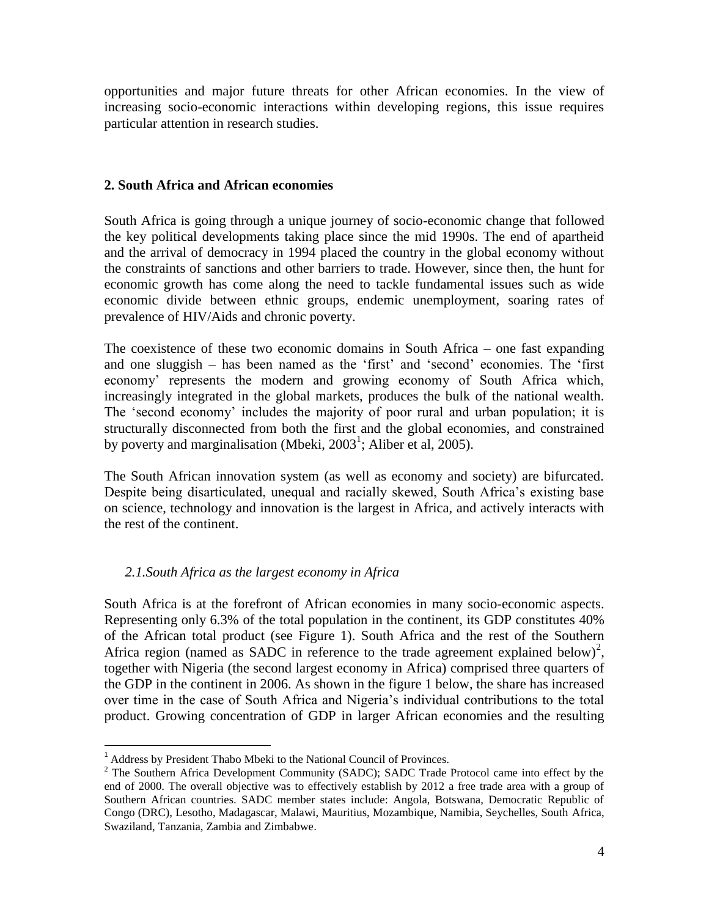opportunities and major future threats for other African economies. In the view of increasing socio-economic interactions within developing regions, this issue requires particular attention in research studies.

## 2. South Africa and African economies

South Africa is going through a unique journey of socio-economic change that followed the key political developments taking place since the mid 1990s. The end of apartheid and the arrival of democracy in 1994 placed the country in the global economy without the constraints of sanctions and other barriers to trade. However, since then, the hunt for economic growth has come along the need to tackle fundamental issues such as wide economic divide between ethnic groups, endemic unemployment, soaring rates of prevalence of HIV/Aids and chronic poverty.

The coexistence of these two economic domains in South Africa – one fast expanding and one sluggish – has been named as the 'first' and 'second' economies. The 'first economy' represents the modern and growing economy of South Africa which, increasingly integrated in the global markets, produces the bulk of the national wealth. The 'second economy' includes the majority of poor rural and urban population; it is structurally disconnected from both the first and the global economies, and constrained by poverty and marginalisation (Mbeki, 2003[1]; Aliber et al, 2005).

The South African innovation system (as well as economy and society) are bifurcated. Despite being disarticulated, unequal and racially skewed, South Africa's existing base on science, technology and innovation is the largest in Africa, and actively interacts with the rest of the continent.

### *2.1. South Africa as the largest economy in Africa*

South Africa is at the forefront of African economies in many socio-economic aspects. Representing only 6.3% of the total population in the continent, its GDP constitutes 40% of the African total product (see Figure 1). South Africa and the rest of the Southern Africa region (named as SADC in reference to the trade agreement explained below)[2], together with Nigeria (the second largest economy in Africa) comprised three quarters of the GDP in the continent in 2006. As shown in the figure 1 below, the share has increased over time in the case of South Africa and Nigeria's individual contributions to the total product. Growing concentration of GDP in larger African economies and the resulting

---

[1] Address by President Thabo Mbeki to the National Council of Provinces.

[2] The Southern Africa Development Community (SADC); SADC Trade Protocol came into effect by the end of 2000. The overall objective was to effectively establish by 2012 a free trade area with a group of Southern African countries. SADC member states include: Angola, Botswana, Democratic Republic of Congo (DRC), Lesotho, Madagascar, Malawi, Mauritius, Mozambique, Namibia, Seychelles, South Africa, Swaziland, Tanzania, Zambia and Zimbabwe.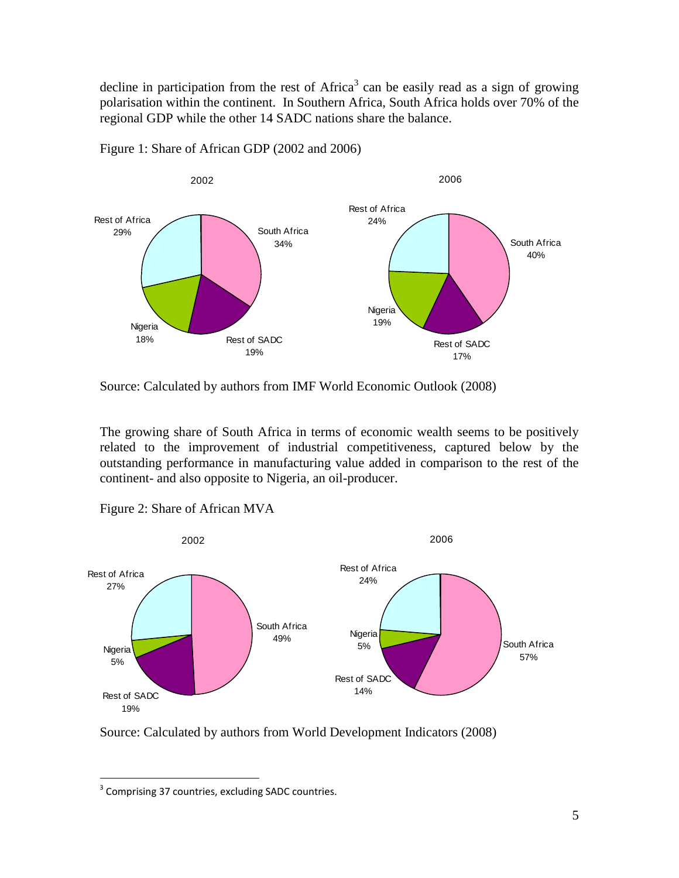decline in participation from the rest of Africa[3] can be easily read as a sign of growing polarisation within the continent. In Southern Africa, South Africa holds over 70% of the regional GDP while the other 14 SADC nations share the balance.

Figure 1: Share of African GDP (2002 and 2006)

Source: Calculated by authors from IMF World Economic Outlook (2008)

The growing share of South Africa in terms of economic wealth seems to be positively related to the improvement of industrial competitiveness, captured below by the outstanding performance in manufacturing value added in comparison to the rest of the continent- and also opposite to Nigeria, an oil-producer.

Figure 2: Share of African MVA

Source: Calculated by authors from World Development Indicators (2008)

---

[3] Comprising 37 countries, excluding SADC countries.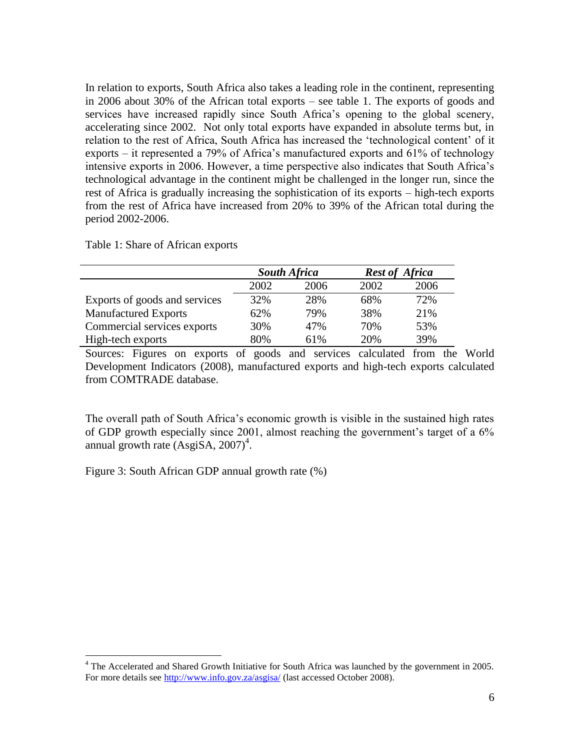In relation to exports, South Africa also takes a leading role in the continent, representing in 2006 about 30% of the African total exports – see table 1. The exports of goods and services have increased rapidly since South Africa's opening to the global scenery, accelerating since 2002. Not only total exports have expanded in absolute terms but, in relation to the rest of Africa, South Africa has increased the 'technological content' of it exports – it represented a 79% of Africa's manufactured exports and 61% of technology intensive exports in 2006. However, a time perspective also indicates that South Africa's technological advantage in the continent might be challenged in the longer run, since the rest of Africa is gradually increasing the sophistication of its exports – high-tech exports from the rest of Africa have increased from 20% to 39% of the African total during the period 2002-2006.

Table 1: Share of African exports

| | ***South Africa*** | | ***Rest of Africa*** | |
|---|---|---|---|---|
| | 2002 | 2006 | 2002 | 2006 |
| Exports of goods and services | 32% | 28% | 68% | 72% |
| Manufactured Exports | 62% | 79% | 38% | 21% |
| Commercial services exports | 30% | 47% | 70% | 53% |
| High-tech exports | 80% | 61% | 20% | 39% |

Sources: Figures on exports of goods and services calculated from the World Development Indicators (2008), manufactured exports and high-tech exports calculated from COMTRADE database.

The overall path of South Africa's economic growth is visible in the sustained high rates of GDP growth especially since 2001, almost reaching the government's target of a 6% annual growth rate (AsgiSA, 2007)[4].

Figure 3: South African GDP annual growth rate (%)

[4] The Accelerated and Shared Growth Initiative for South Africa was launched by the government in 2005. For more details see http://www.info.gov.za/asgisa/ (last accessed October 2008).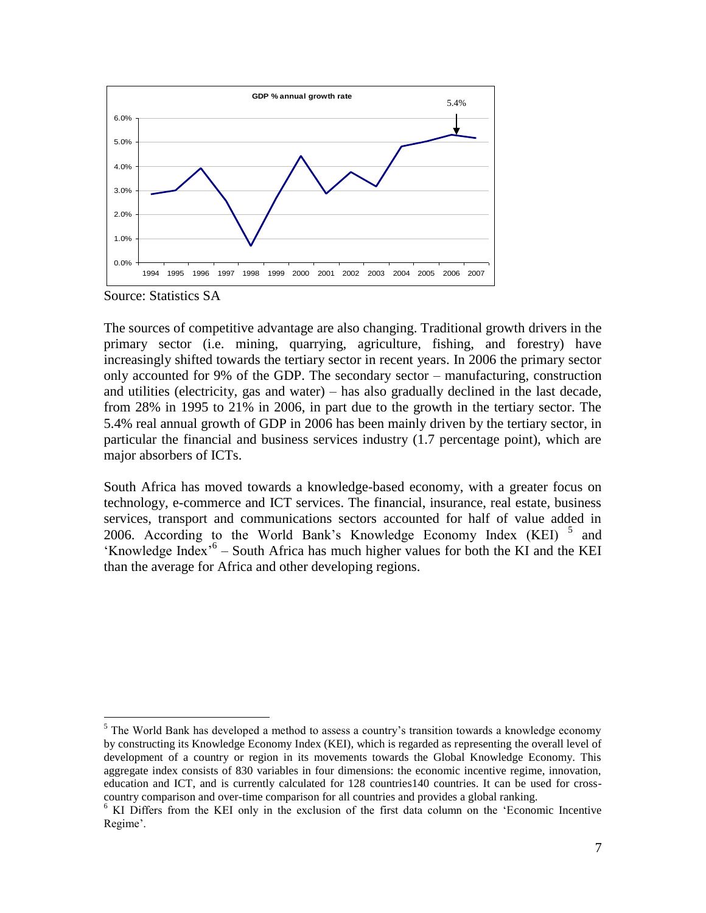Source: Statistics SA

The sources of competitive advantage are also changing. Traditional growth drivers in the primary sector (i.e. mining, quarrying, agriculture, fishing, and forestry) have increasingly shifted towards the tertiary sector in recent years. In 2006 the primary sector only accounted for 9% of the GDP. The secondary sector – manufacturing, construction and utilities (electricity, gas and water) – has also gradually declined in the last decade, from 28% in 1995 to 21% in 2006, in part due to the growth in the tertiary sector. The 5.4% real annual growth of GDP in 2006 has been mainly driven by the tertiary sector, in particular the financial and business services industry (1.7 percentage point), which are major absorbers of ICTs.

South Africa has moved towards a knowledge-based economy, with a greater focus on technology, e-commerce and ICT services. The financial, insurance, real estate, business services, transport and communications sectors accounted for half of value added in 2006. According to the World Bank's Knowledge Economy Index (KEI) [5] and 'Knowledge Index' [6] – South Africa has much higher values for both the KI and the KEI than the average for Africa and other developing regions.

---

[5] The World Bank has developed a method to assess a country's transition towards a knowledge economy by constructing its Knowledge Economy Index (KEI), which is regarded as representing the overall level of development of a country or region in its movements towards the Global Knowledge Economy. This aggregate index consists of 830 variables in four dimensions: the economic incentive regime, innovation, education and ICT, and is currently calculated for 128 countries140 countries. It can be used for cross-country comparison and over-time comparison for all countries and provides a global ranking.

[6] KI Differs from the KEI only in the exclusion of the first data column on the 'Economic Incentive Regime'.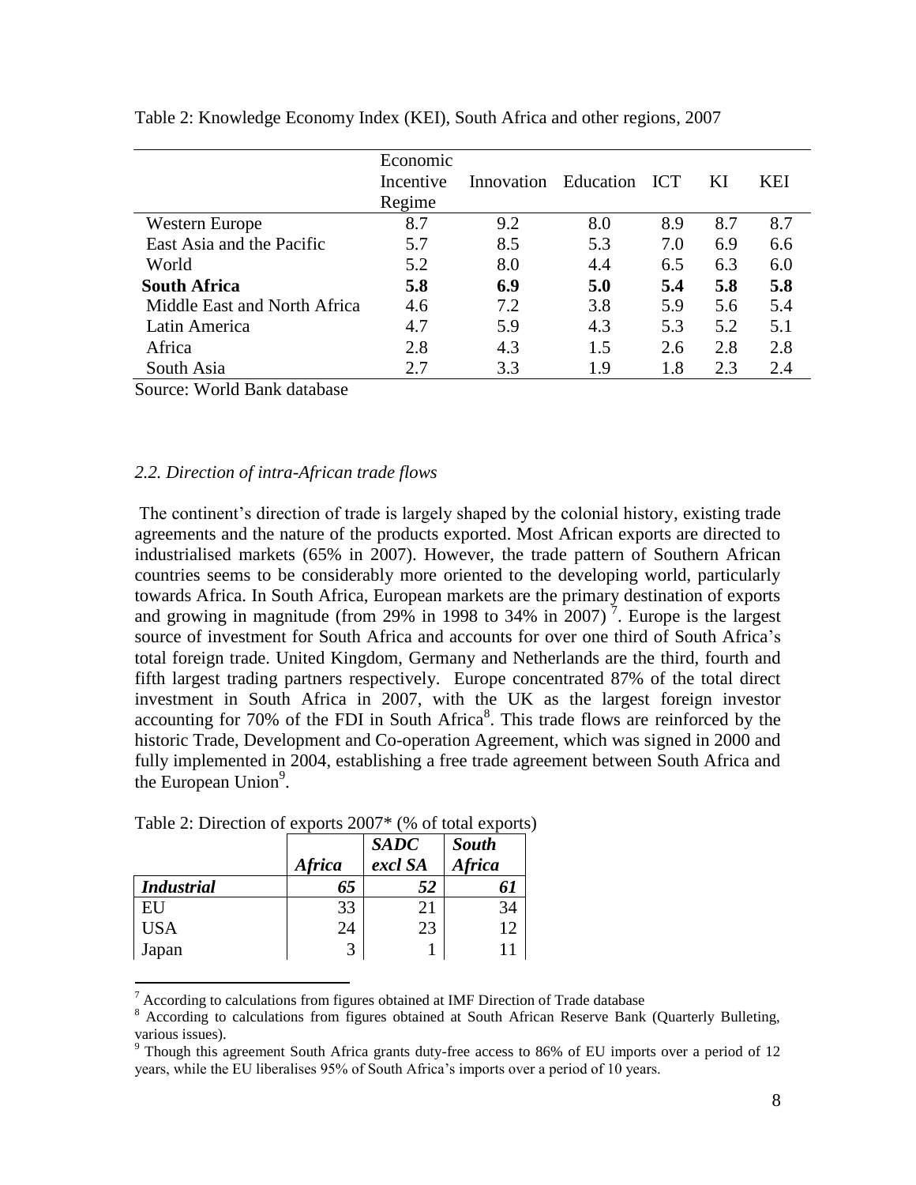Table 2: Knowledge Economy Index (KEI), South Africa and other regions, 2007

| | Economic Incentive Regime | Innovation | Education | ICT | KI | KEI |
|---|---|---|---|---|---|---|
| Western Europe | 8.7 | 9.2 | 8.0 | 8.9 | 8.7 | 8.7 |
| East Asia and the Pacific | 5.7 | 8.5 | 5.3 | 7.0 | 6.9 | 6.6 |
| World | 5.2 | 8.0 | 4.4 | 6.5 | 6.3 | 6.0 |
| **South Africa** | **5.8** | **6.9** | **5.0** | **5.4** | **5.8** | **5.8** |
| Middle East and North Africa | 4.6 | 7.2 | 3.8 | 5.9 | 5.6 | 5.4 |
| Latin America | 4.7 | 5.9 | 4.3 | 5.3 | 5.2 | 5.1 |
| Africa | 2.8 | 4.3 | 1.5 | 2.6 | 2.8 | 2.8 |
| South Asia | 2.7 | 3.3 | 1.9 | 1.8 | 2.3 | 2.4 |

Source: World Bank database

### *2.2. Direction of intra-African trade flows*

The continent's direction of trade is largely shaped by the colonial history, existing trade agreements and the nature of the products exported. Most African exports are directed to industrialised markets (65% in 2007). However, the trade pattern of Southern African countries seems to be considerably more oriented to the developing world, particularly towards Africa. In South Africa, European markets are the primary destination of exports and growing in magnitude (from 29% in 1998 to 34% in 2007) [7]. Europe is the largest source of investment for South Africa and accounts for over one third of South Africa's total foreign trade. United Kingdom, Germany and Netherlands are the third, fourth and fifth largest trading partners respectively. Europe concentrated 87% of the total direct investment in South Africa in 2007, with the UK as the largest foreign investor accounting for 70% of the FDI in South Africa[8]. This trade flows are reinforced by the historic Trade, Development and Co-operation Agreement, which was signed in 2000 and fully implemented in 2004, establishing a free trade agreement between South Africa and the European Union[9].

Table 2: Direction of exports 2007* (% of total exports)

| | *Africa* | *SADC excl SA* | *South Africa* |
|---|---|---|---|
| ***Industrial*** | ***65*** | ***52*** | ***61*** |
| EU | 33 | 21 | 34 |
| USA | 24 | 23 | 12 |
| Japan | 3 | 1 | 11 |

[7] According to calculations from figures obtained at IMF Direction of Trade database

[8] According to calculations from figures obtained at South African Reserve Bank (Quarterly Bulleting, various issues).

[9] Though this agreement South Africa grants duty-free access to 86% of EU imports over a period of 12 years, while the EU liberalises 95% of South Africa's imports over a period of 10 years.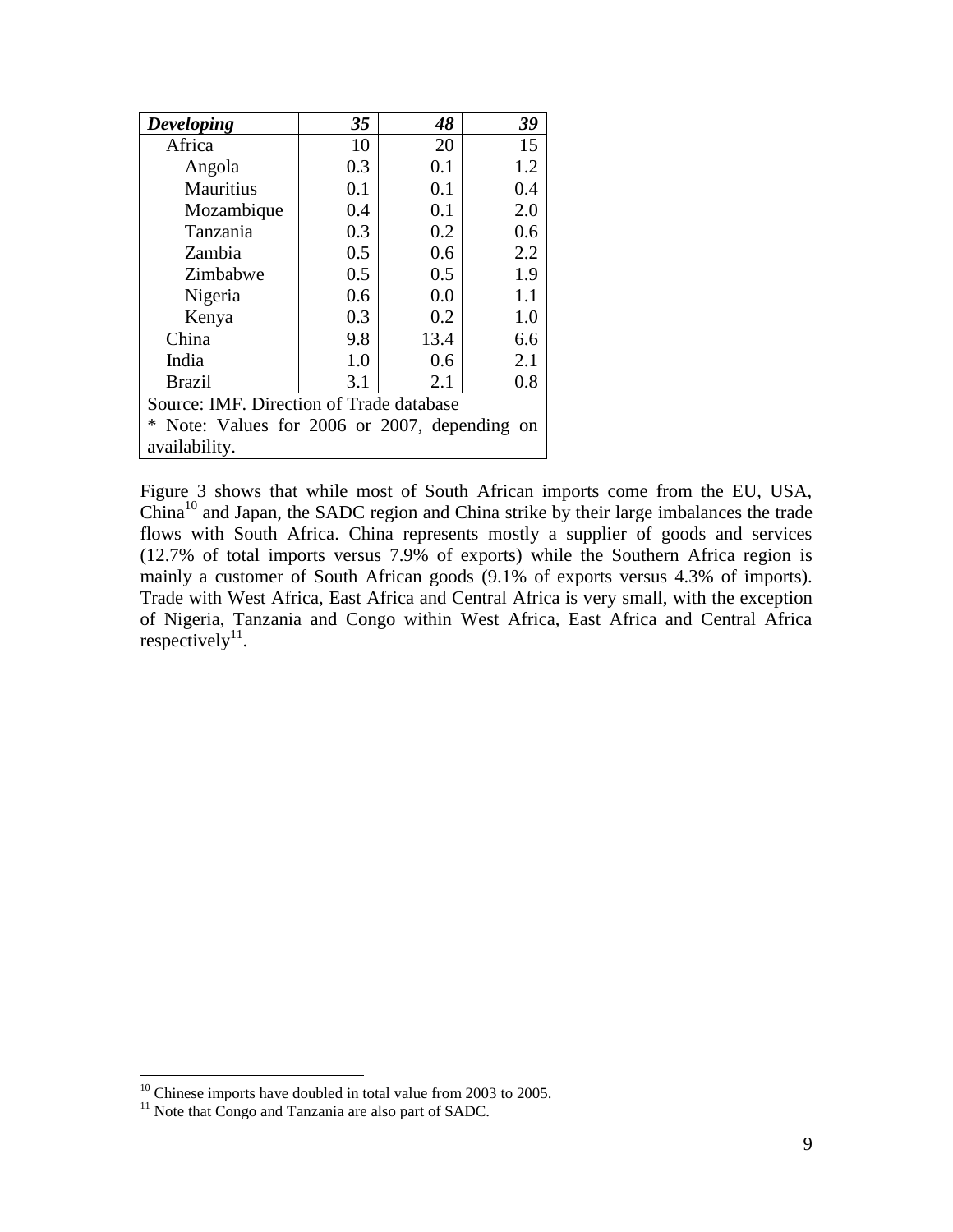| *Developing* | *35* | *48* | *39* |
|---|---|---|---|
| Africa | 10 | 20 | 15 |
| Angola | 0.3 | 0.1 | 1.2 |
| Mauritius | 0.1 | 0.1 | 0.4 |
| Mozambique | 0.4 | 0.1 | 2.0 |
| Tanzania | 0.3 | 0.2 | 0.6 |
| Zambia | 0.5 | 0.6 | 2.2 |
| Zimbabwe | 0.5 | 0.5 | 1.9 |
| Nigeria | 0.6 | 0.0 | 1.1 |
| Kenya | 0.3 | 0.2 | 1.0 |
| China | 9.8 | 13.4 | 6.6 |
| India | 1.0 | 0.6 | 2.1 |
| Brazil | 3.1 | 2.1 | 0.8 |

Source: IMF. Direction of Trade database

* Note: Values for 2006 or 2007, depending on availability.

Figure 3 shows that while most of South African imports come from the EU, USA, China[10] and Japan, the SADC region and China strike by their large imbalances the trade flows with South Africa. China represents mostly a supplier of goods and services (12.7% of total imports versus 7.9% of exports) while the Southern Africa region is mainly a customer of South African goods (9.1% of exports versus 4.3% of imports). Trade with West Africa, East Africa and Central Africa is very small, with the exception of Nigeria, Tanzania and Congo within West Africa, East Africa and Central Africa respectively[11].

---

[10] Chinese imports have doubled in total value from 2003 to 2005.

[11] Note that Congo and Tanzania are also part of SADC.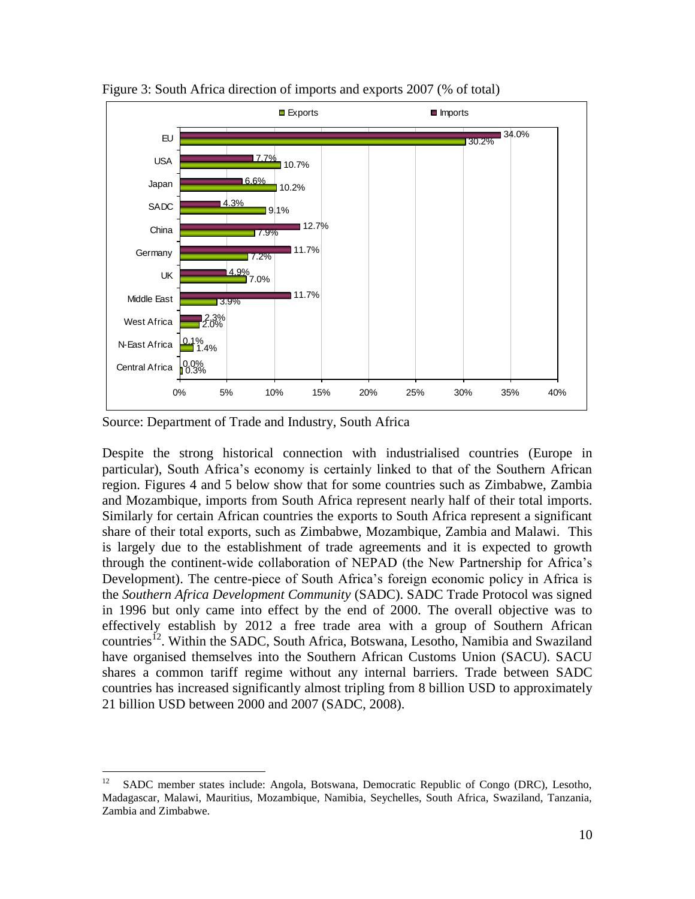Figure 3: South Africa direction of imports and exports 2007 (% of total)

| Region | Exports | Imports |
|---|---|---|
| EU | 30.2% | 34.0% |
| USA | 10.7% | 7.7% |
| Japan | 10.2% | 6.6% |
| SADC | 9.1% | 4.3% |
| China | 7.9% | 12.7% |
| Germany | 7.2% | 11.7% |
| UK | 7.0% | 4.9% |
| Middle East | 3.9% | 11.7% |
| West Africa | 2.0% | 2.3% |
| N-East Africa | 1.4% | 0.1% |
| Central Africa | 0.3% | 0.0% |

Source: Department of Trade and Industry, South Africa

Despite the strong historical connection with industrialised countries (Europe in particular), South Africa's economy is certainly linked to that of the Southern African region. Figures 4 and 5 below show that for some countries such as Zimbabwe, Zambia and Mozambique, imports from South Africa represent nearly half of their total imports. Similarly for certain African countries the exports to South Africa represent a significant share of their total exports, such as Zimbabwe, Mozambique, Zambia and Malawi. This is largely due to the establishment of trade agreements and it is expected to growth through the continent-wide collaboration of NEPAD (the New Partnership for Africa's Development). The centre-piece of South Africa's foreign economic policy in Africa is the *Southern Africa Development Community* (SADC). SADC Trade Protocol was signed in 1996 but only came into effect by the end of 2000. The overall objective was to effectively establish by 2012 a free trade area with a group of Southern African countries[12]. Within the SADC, South Africa, Botswana, Lesotho, Namibia and Swaziland have organised themselves into the Southern African Customs Union (SACU). SACU shares a common tariff regime without any internal barriers. Trade between SADC countries has increased significantly almost tripling from 8 billion USD to approximately 21 billion USD between 2000 and 2007 (SADC, 2008).

[12] SADC member states include: Angola, Botswana, Democratic Republic of Congo (DRC), Lesotho, Madagascar, Malawi, Mauritius, Mozambique, Namibia, Seychelles, South Africa, Swaziland, Tanzania, Zambia and Zimbabwe.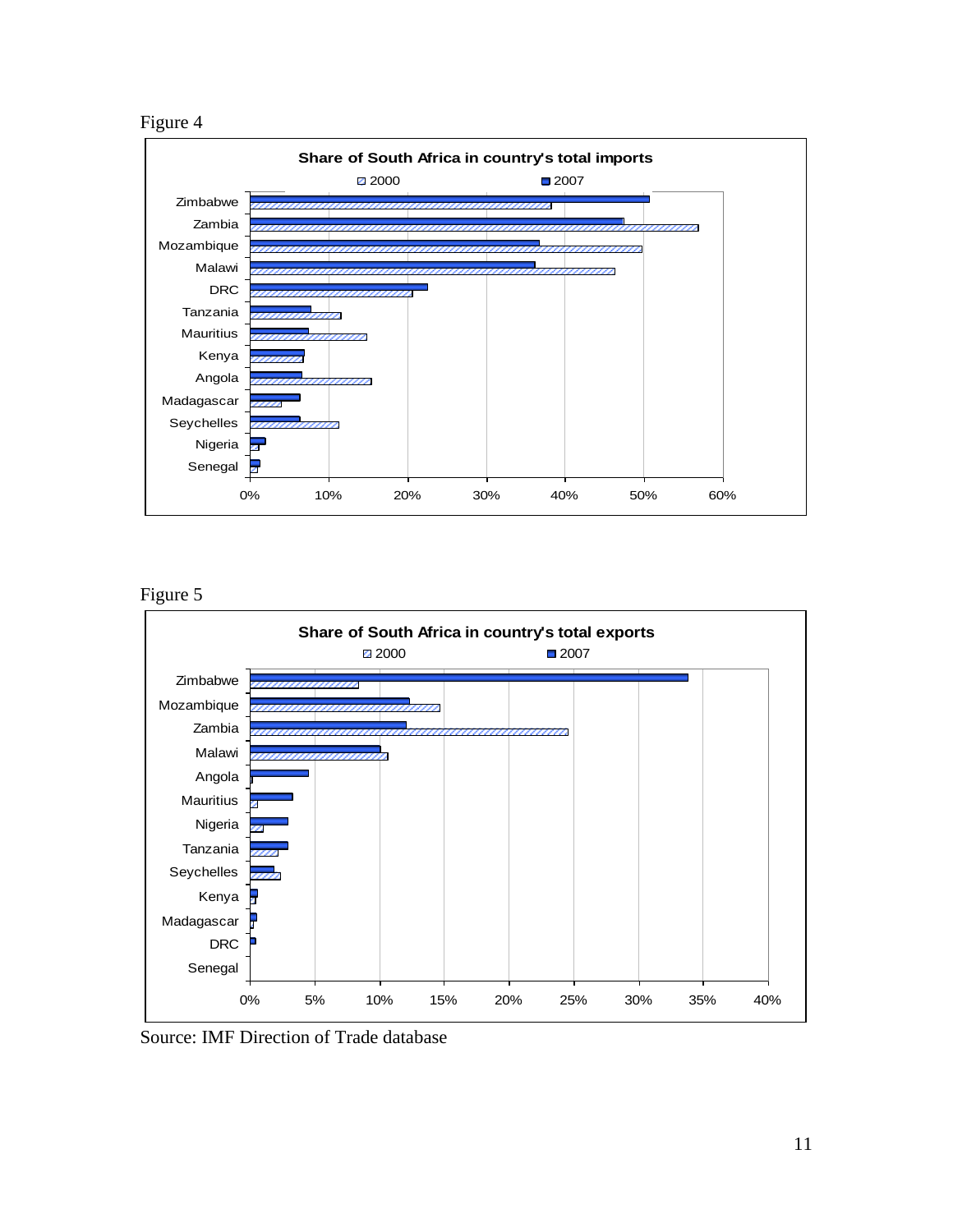Figure 4

**Share of South Africa in country's total imports**

Figure 5

**Share of South Africa in country's total exports**

Source: IMF Direction of Trade database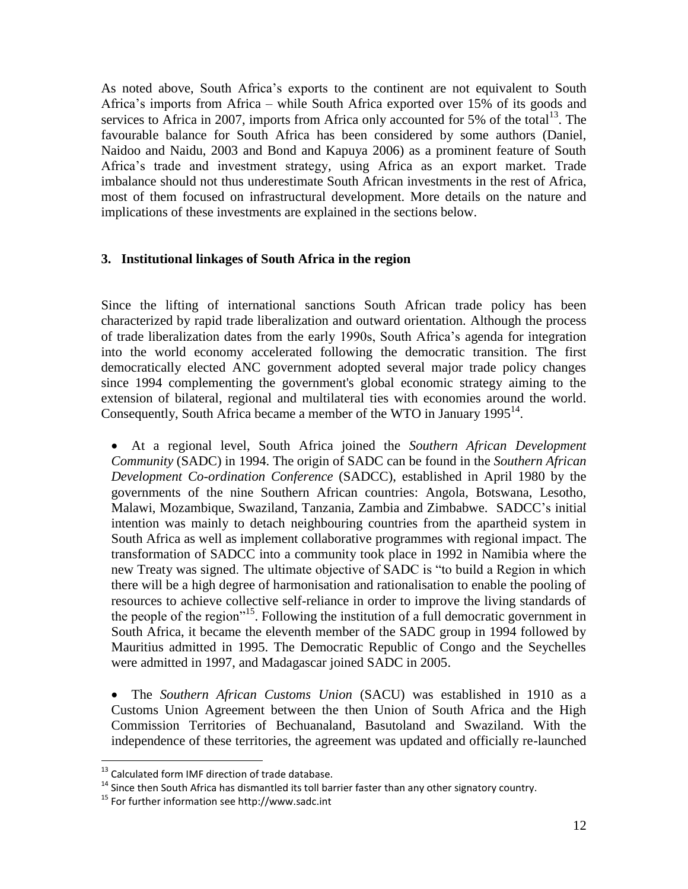As noted above, South Africa's exports to the continent are not equivalent to South Africa's imports from Africa – while South Africa exported over 15% of its goods and services to Africa in 2007, imports from Africa only accounted for 5% of the total[13]. The favourable balance for South Africa has been considered by some authors (Daniel, Naidoo and Naidu, 2003 and Bond and Kapuya 2006) as a prominent feature of South Africa's trade and investment strategy, using Africa as an export market. Trade imbalance should not thus underestimate South African investments in the rest of Africa, most of them focused on infrastructural development. More details on the nature and implications of these investments are explained in the sections below.

## 3. Institutional linkages of South Africa in the region

Since the lifting of international sanctions South African trade policy has been characterized by rapid trade liberalization and outward orientation. Although the process of trade liberalization dates from the early 1990s, South Africa's agenda for integration into the world economy accelerated following the democratic transition. The first democratically elected ANC government adopted several major trade policy changes since 1994 complementing the government's global economic strategy aiming to the extension of bilateral, regional and multilateral ties with economies around the world. Consequently, South Africa became a member of the WTO in January 1995[14].

- At a regional level, South Africa joined the *Southern African Development Community* (SADC) in 1994. The origin of SADC can be found in the *Southern African Development Co-ordination Conference* (SADCC), established in April 1980 by the governments of the nine Southern African countries: Angola, Botswana, Lesotho, Malawi, Mozambique, Swaziland, Tanzania, Zambia and Zimbabwe. SADCC's initial intention was mainly to detach neighbouring countries from the apartheid system in South Africa as well as implement collaborative programmes with regional impact. The transformation of SADCC into a community took place in 1992 in Namibia where the new Treaty was signed. The ultimate objective of SADC is "to build a Region in which there will be a high degree of harmonisation and rationalisation to enable the pooling of resources to achieve collective self-reliance in order to improve the living standards of the people of the region"[15]. Following the institution of a full democratic government in South Africa, it became the eleventh member of the SADC group in 1994 followed by Mauritius admitted in 1995. The Democratic Republic of Congo and the Seychelles were admitted in 1997, and Madagascar joined SADC in 2005.

- The *Southern African Customs Union* (SACU) was established in 1910 as a Customs Union Agreement between the then Union of South Africa and the High Commission Territories of Bechuanaland, Basutoland and Swaziland. With the independence of these territories, the agreement was updated and officially re-launched

---

[13] Calculated form IMF direction of trade database.

[14] Since then South Africa has dismantled its toll barrier faster than any other signatory country.

[15] For further information see http://www.sadc.int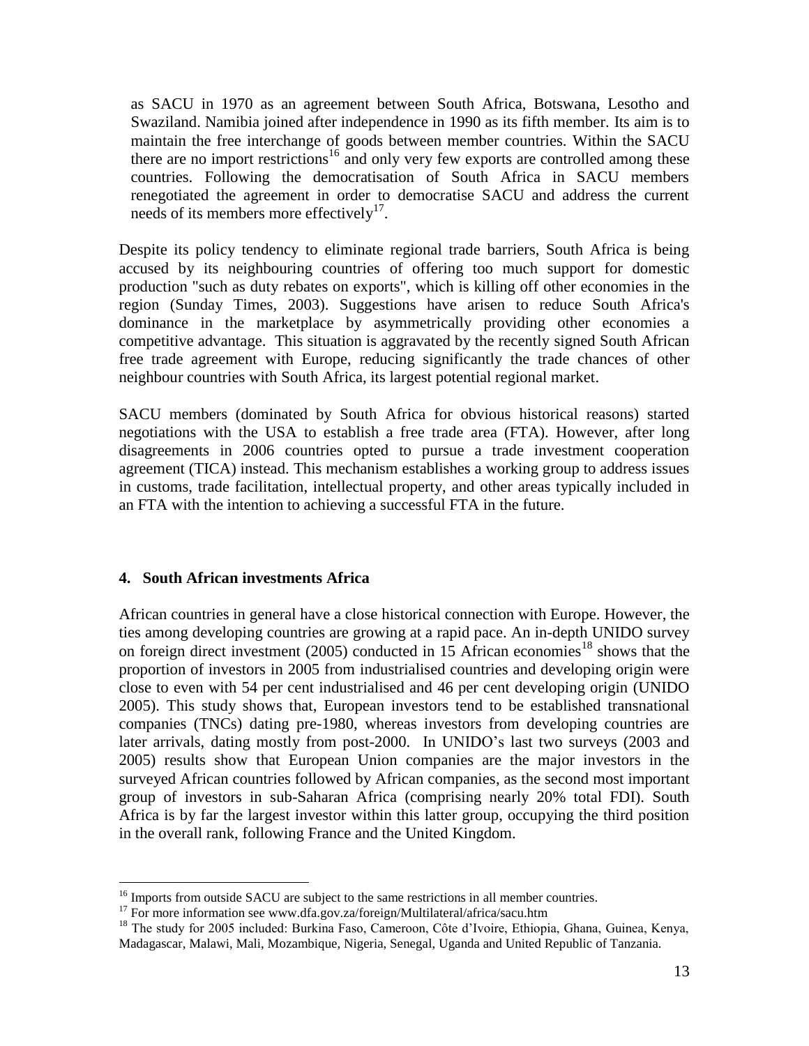as SACU in 1970 as an agreement between South Africa, Botswana, Lesotho and Swaziland. Namibia joined after independence in 1990 as its fifth member. Its aim is to maintain the free interchange of goods between member countries. Within the SACU there are no import restrictions[16] and only very few exports are controlled among these countries. Following the democratisation of South Africa in SACU members renegotiated the agreement in order to democratise SACU and address the current needs of its members more effectively[17].

Despite its policy tendency to eliminate regional trade barriers, South Africa is being accused by its neighbouring countries of offering too much support for domestic production "such as duty rebates on exports", which is killing off other economies in the region (Sunday Times, 2003). Suggestions have arisen to reduce South Africa's dominance in the marketplace by asymmetrically providing other economies a competitive advantage. This situation is aggravated by the recently signed South African free trade agreement with Europe, reducing significantly the trade chances of other neighbour countries with South Africa, its largest potential regional market.

SACU members (dominated by South Africa for obvious historical reasons) started negotiations with the USA to establish a free trade area (FTA). However, after long disagreements in 2006 countries opted to pursue a trade investment cooperation agreement (TICA) instead. This mechanism establishes a working group to address issues in customs, trade facilitation, intellectual property, and other areas typically included in an FTA with the intention to achieving a successful FTA in the future.

## 4. South African investments Africa

African countries in general have a close historical connection with Europe. However, the ties among developing countries are growing at a rapid pace. An in-depth UNIDO survey on foreign direct investment (2005) conducted in 15 African economies[18] shows that the proportion of investors in 2005 from industrialised countries and developing origin were close to even with 54 per cent industrialised and 46 per cent developing origin (UNIDO 2005). This study shows that, European investors tend to be established transnational companies (TNCs) dating pre-1980, whereas investors from developing countries are later arrivals, dating mostly from post-2000. In UNIDO's last two surveys (2003 and 2005) results show that European Union companies are the major investors in the surveyed African countries followed by African companies, as the second most important group of investors in sub-Saharan Africa (comprising nearly 20% total FDI). South Africa is by far the largest investor within this latter group, occupying the third position in the overall rank, following France and the United Kingdom.

---

[16] Imports from outside SACU are subject to the same restrictions in all member countries.

[17] For more information see www.dfa.gov.za/foreign/Multilateral/africa/sacu.htm

[18] The study for 2005 included: Burkina Faso, Cameroon, Côte d'Ivoire, Ethiopia, Ghana, Guinea, Kenya, Madagascar, Malawi, Mali, Mozambique, Nigeria, Senegal, Uganda and United Republic of Tanzania.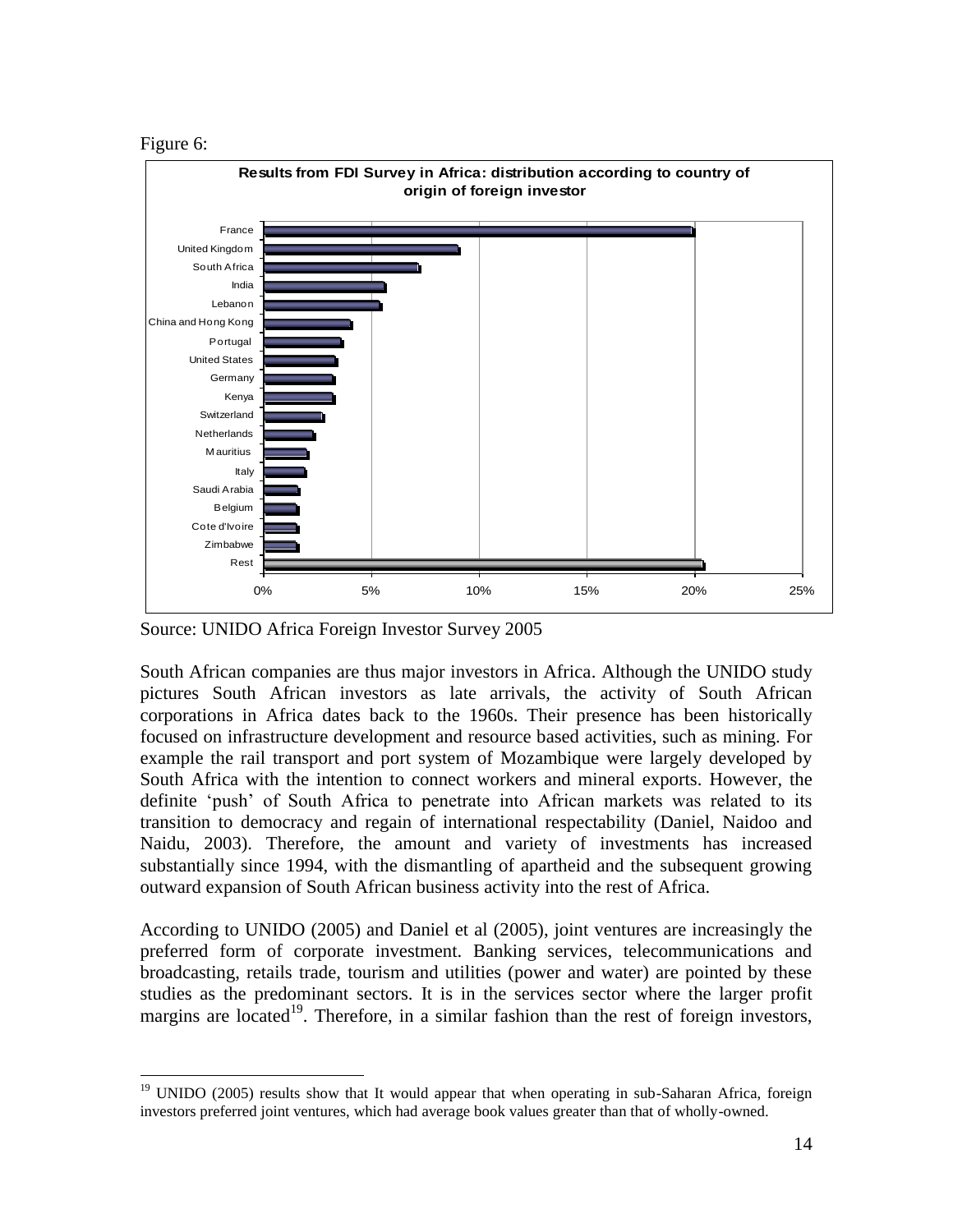Figure 6:

**Results from FDI Survey in Africa: distribution according to country of origin of foreign investor**

Source: UNIDO Africa Foreign Investor Survey 2005

South African companies are thus major investors in Africa. Although the UNIDO study pictures South African investors as late arrivals, the activity of South African corporations in Africa dates back to the 1960s. Their presence has been historically focused on infrastructure development and resource based activities, such as mining. For example the rail transport and port system of Mozambique were largely developed by South Africa with the intention to connect workers and mineral exports. However, the definite 'push' of South Africa to penetrate into African markets was related to its transition to democracy and regain of international respectability (Daniel, Naidoo and Naidu, 2003). Therefore, the amount and variety of investments has increased substantially since 1994, with the dismantling of apartheid and the subsequent growing outward expansion of South African business activity into the rest of Africa.

According to UNIDO (2005) and Daniel et al (2005), joint ventures are increasingly the preferred form of corporate investment. Banking services, telecommunications and broadcasting, retails trade, tourism and utilities (power and water) are pointed by these studies as the predominant sectors. It is in the services sector where the larger profit margins are located[19]. Therefore, in a similar fashion than the rest of foreign investors,

[19] UNIDO (2005) results show that It would appear that when operating in sub-Saharan Africa, foreign investors preferred joint ventures, which had average book values greater than that of wholly-owned.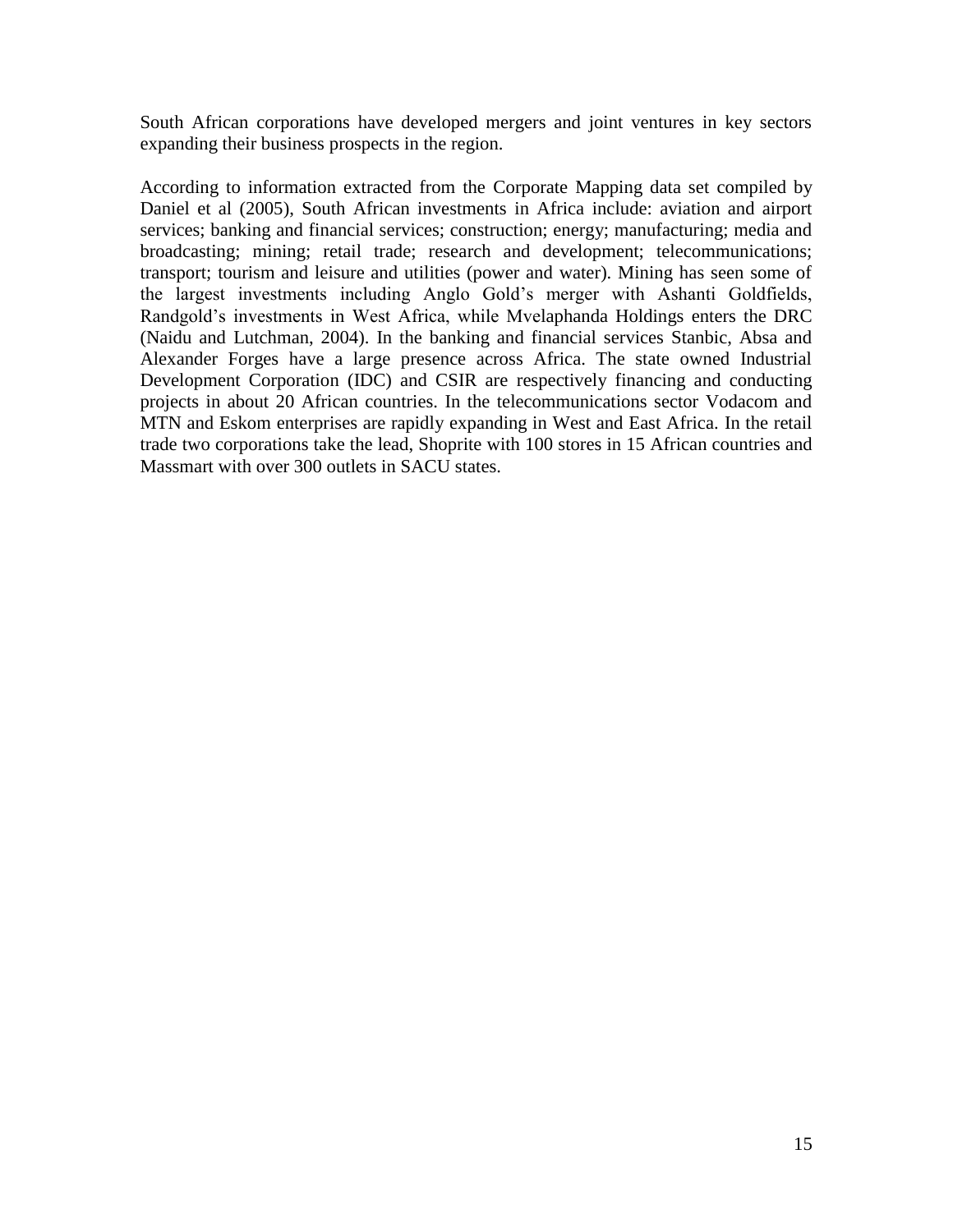South African corporations have developed mergers and joint ventures in key sectors expanding their business prospects in the region.

According to information extracted from the Corporate Mapping data set compiled by Daniel et al (2005), South African investments in Africa include: aviation and airport services; banking and financial services; construction; energy; manufacturing; media and broadcasting; mining; retail trade; research and development; telecommunications; transport; tourism and leisure and utilities (power and water). Mining has seen some of the largest investments including Anglo Gold's merger with Ashanti Goldfields, Randgold's investments in West Africa, while Mvelaphanda Holdings enters the DRC (Naidu and Lutchman, 2004). In the banking and financial services Stanbic, Absa and Alexander Forges have a large presence across Africa. The state owned Industrial Development Corporation (IDC) and CSIR are respectively financing and conducting projects in about 20 African countries. In the telecommunications sector Vodacom and MTN and Eskom enterprises are rapidly expanding in West and East Africa. In the retail trade two corporations take the lead, Shoprite with 100 stores in 15 African countries and Massmart with over 300 outlets in SACU states.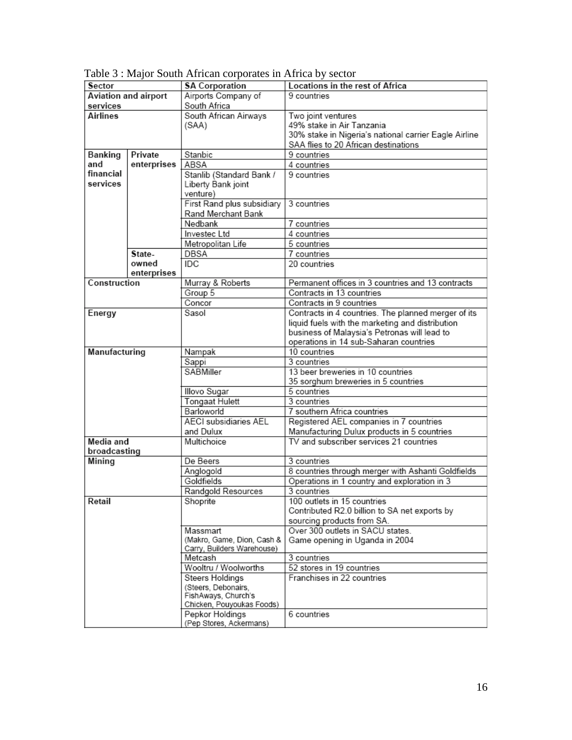Table 3 : Major South African corporates in Africa by sector

| Sector | | SA Corporation | Locations in the rest of Africa |
|---|---|---|---|
| Aviation and airport services | | Airports Company of South Africa | 9 countries |
| Airlines | | South African Airways (SAA) | Two joint ventures<br>49% stake in Air Tanzania<br>30% stake in Nigeria's national carrier Eagle Airline<br>SAA flies to 20 African destinations |
| Banking and financial services | Private enterprises | Stanbic | 9 countries |
| | | ABSA | 4 countries |
| | | Stanlib (Standard Bank / Liberty Bank joint venture) | 9 countries |
| | | First Rand plus subsidiary Rand Merchant Bank | 3 countries |
| | | Nedbank | 7 countries |
| | | Investec Ltd | 4 countries |
| | | Metropolitan Life | 5 countries |
| | State-owned enterprises | DBSA | 7 countries |
| | | IDC | 20 countries |
| Construction | | Murray & Roberts | Permanent offices in 3 countries and 13 contracts |
| | | Group 5 | Contracts in 13 countries |
| | | Concor | Contracts in 9 countries |
| Energy | | Sasol | Contracts in 4 countries. The planned merger of its liquid fuels with the marketing and distribution business of Malaysia's Petronas will lead to operations in 14 sub-Saharan countries |
| Manufacturing | | Nampak | 10 countries |
| | | Sappi | 3 countries |
| | | SABMiller | 13 beer breweries in 10 countries<br>35 sorghum breweries in 5 countries |
| | | Illovo Sugar | 5 countries |
| | | Tongaat Hulett | 3 countries |
| | | Barloworld | 7 southern Africa countries |
| | | AECI subsidiaries AEL and Dulux | Registered AEL companies in 7 countries<br>Manufacturing Dulux products in 5 countries |
| Media and broadcasting | | Multichoice | TV and subscriber services 21 countries |
| Mining | | De Beers | 3 countries |
| | | Anglogold | 8 countries through merger with Ashanti Goldfields |
| | | Goldfields | Operations in 1 country and exploration in 3 |
| | | Randgold Resources | 3 countries |
| Retail | | Shoprite | 100 outlets in 15 countries<br>Contributed R2.0 billion to SA net exports by sourcing products from SA. |
| | | Massmart (Makro, Game, Dion, Cash & Carry, Builders Warehouse) | Over 300 outlets in SACU states.<br>Game opening in Uganda in 2004 |
| | | Metcash | 3 countries |
| | | Wooltru / Woolworths | 52 stores in 19 countries |
| | | Steers Holdings (Steers, Debonairs, FishAways, Church's Chicken, Pouyoukas Foods) | Franchises in 22 countries |
| | | Pepkor Holdings (Pep Stores, Ackermans) | 6 countries |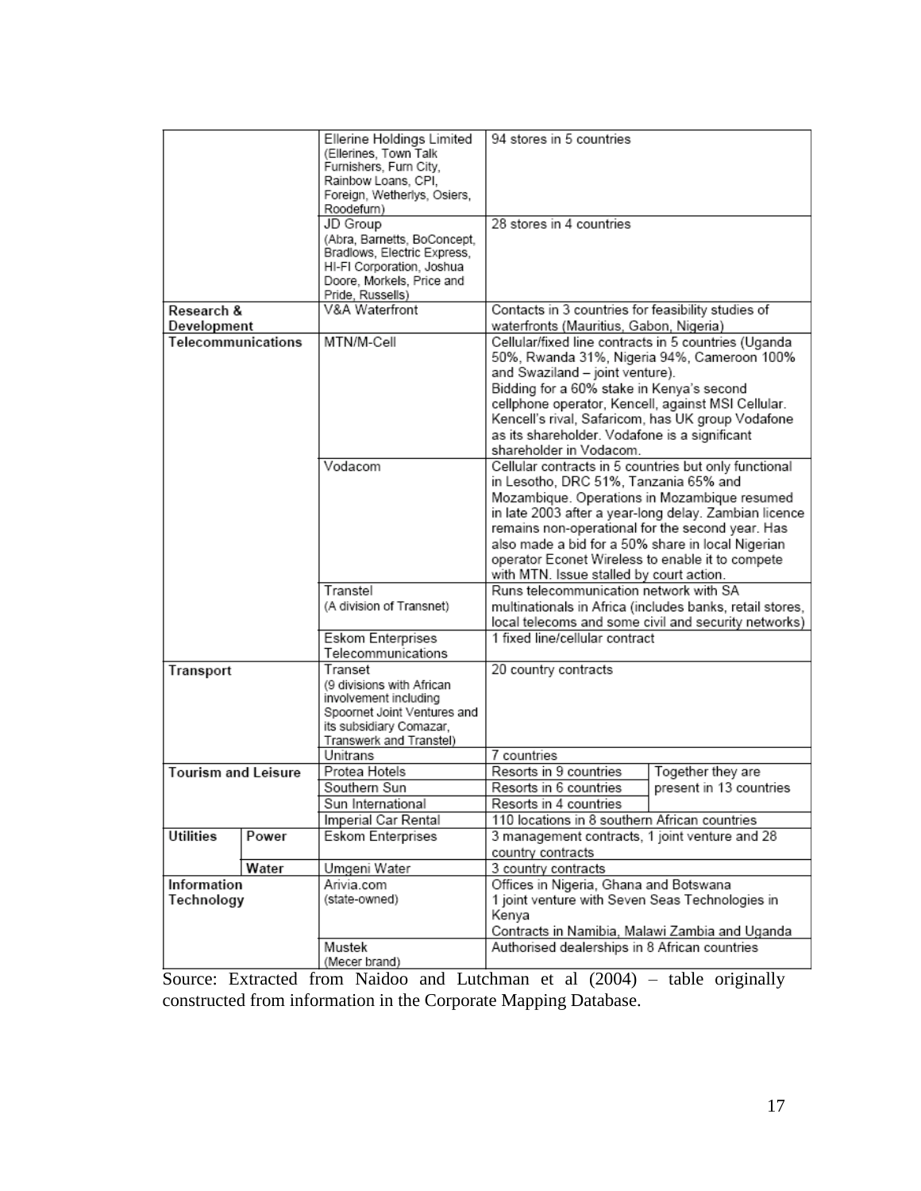| Sector | | Company | Presence | |
|---|---|---|---|---|
| | | Ellerine Holdings Limited (Ellerines, Town Talk Furnishers, Furn City, Rainbow Loans, CPI, Foreign, Wetherlys, Osiers, Roodefurn) | 94 stores in 5 countries | |
| | | JD Group (Abra, Barnetts, BoConcept, Bradlows, Electric Express, HI-FI Corporation, Joshua Doore, Morkels, Price and Pride, Russells) | 28 stores in 4 countries | |
| Research & Development | | V&A Waterfront | Contacts in 3 countries for feasibility studies of waterfronts (Mauritius, Gabon, Nigeria) | |
| Telecommunications | | MTN/M-Cell | Cellular/fixed line contracts in 5 countries (Uganda 50%, Rwanda 31%, Nigeria 94%, Cameroon 100% and Swaziland – joint venture). Bidding for a 60% stake in Kenya's second cellphone operator, Kencell, against MSI Cellular. Kencell's rival, Safaricom, has UK group Vodafone as its shareholder. Vodafone is a significant shareholder in Vodacom. | |
| | | Vodacom | Cellular contracts in 5 countries but only functional in Lesotho, DRC 51%, Tanzania 65% and Mozambique. Operations in Mozambique resumed in late 2003 after a year-long delay. Zambian licence remains non-operational for the second year. Has also made a bid for a 50% share in local Nigerian operator Econet Wireless to enable it to compete with MTN. Issue stalled by court action. | |
| | | Transtel (A division of Transnet) | Runs telecommunication network with SA multinationals in Africa (includes banks, retail stores, local telecoms and some civil and security networks) | |
| | | Eskom Enterprises Telecommunications | 1 fixed line/cellular contract | |
| Transport | | Transet (9 divisions with African involvement including Spoornet Joint Ventures and its subsidiary Comazar, Transwerk and Transtel) | 20 country contracts | |
| | | Unitrans | 7 countries | |
| Tourism and Leisure | | Protea Hotels | Resorts in 9 countries | Together they are present in 13 countries |
| | | Southern Sun | Resorts in 6 countries | |
| | | Sun International | Resorts in 4 countries | |
| | | Imperial Car Rental | 110 locations in 8 southern African countries | |
| Utilities | Power | Eskom Enterprises | 3 management contracts, 1 joint venture and 28 country contracts | |
| | Water | Umgeni Water | 3 country contracts | |
| Information Technology | | Arivia.com (state-owned) | Offices in Nigeria, Ghana and Botswana<br>1 joint venture with Seven Seas Technologies in Kenya<br>Contracts in Namibia, Malawi Zambia and Uganda | |
| | | Mustek (Mecer brand) | Authorised dealerships in 8 African countries | |

Source: Extracted from Naidoo and Lutchman et al (2004) – table originally constructed from information in the Corporate Mapping Database.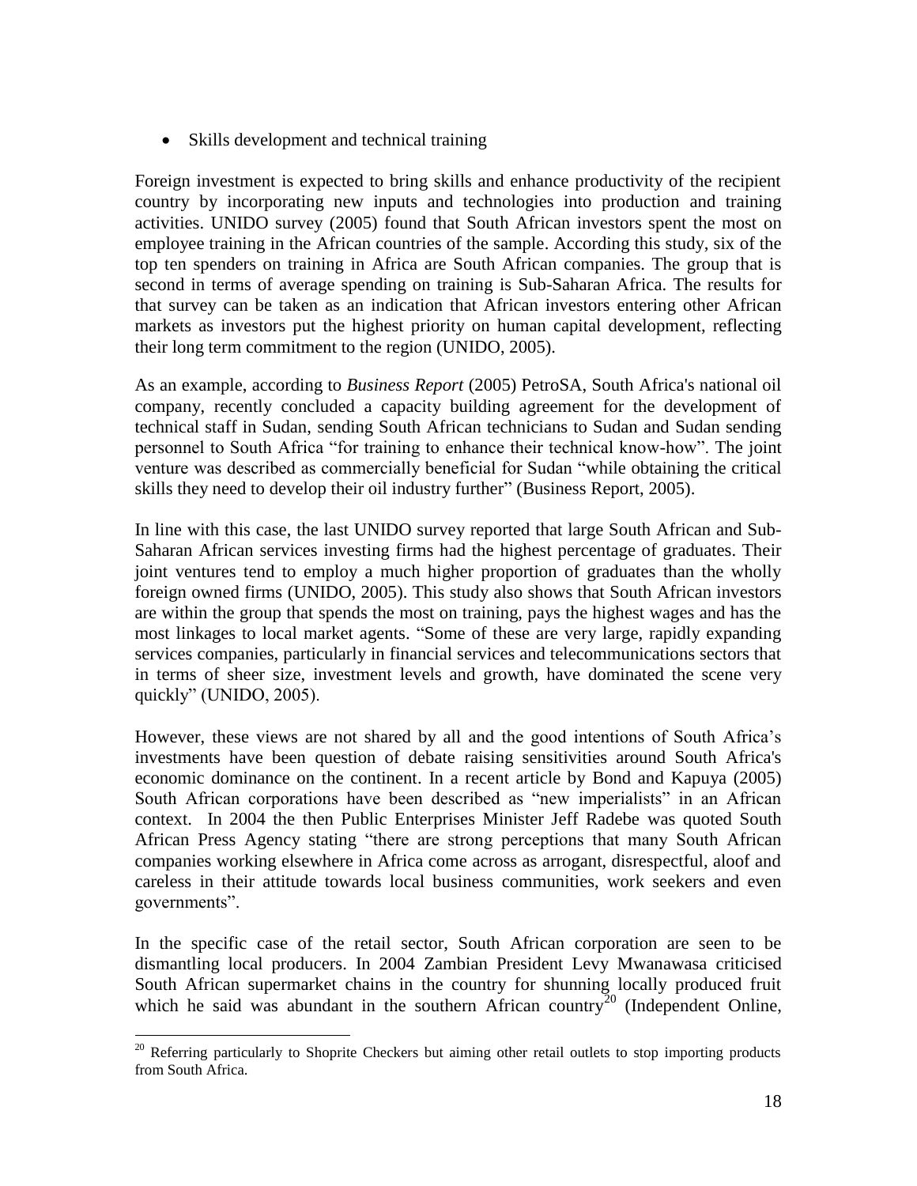- Skills development and technical training

Foreign investment is expected to bring skills and enhance productivity of the recipient country by incorporating new inputs and technologies into production and training activities. UNIDO survey (2005) found that South African investors spent the most on employee training in the African countries of the sample. According this study, six of the top ten spenders on training in Africa are South African companies. The group that is second in terms of average spending on training is Sub-Saharan Africa. The results for that survey can be taken as an indication that African investors entering other African markets as investors put the highest priority on human capital development, reflecting their long term commitment to the region (UNIDO, 2005).

As an example, according to *Business Report* (2005) PetroSA, South Africa's national oil company, recently concluded a capacity building agreement for the development of technical staff in Sudan, sending South African technicians to Sudan and Sudan sending personnel to South Africa "for training to enhance their technical know-how". The joint venture was described as commercially beneficial for Sudan "while obtaining the critical skills they need to develop their oil industry further" (Business Report, 2005).

In line with this case, the last UNIDO survey reported that large South African and Sub-Saharan African services investing firms had the highest percentage of graduates. Their joint ventures tend to employ a much higher proportion of graduates than the wholly foreign owned firms (UNIDO, 2005). This study also shows that South African investors are within the group that spends the most on training, pays the highest wages and has the most linkages to local market agents. "Some of these are very large, rapidly expanding services companies, particularly in financial services and telecommunications sectors that in terms of sheer size, investment levels and growth, have dominated the scene very quickly" (UNIDO, 2005).

However, these views are not shared by all and the good intentions of South Africa's investments have been question of debate raising sensitivities around South Africa's economic dominance on the continent. In a recent article by Bond and Kapuya (2005) South African corporations have been described as "new imperialists" in an African context. In 2004 the then Public Enterprises Minister Jeff Radebe was quoted South African Press Agency stating "there are strong perceptions that many South African companies working elsewhere in Africa come across as arrogant, disrespectful, aloof and careless in their attitude towards local business communities, work seekers and even governments".

In the specific case of the retail sector, South African corporation are seen to be dismantling local producers. In 2004 Zambian President Levy Mwanawasa criticised South African supermarket chains in the country for shunning locally produced fruit which he said was abundant in the southern African country[20] (Independent Online,

[20] Referring particularly to Shoprite Checkers but aiming other retail outlets to stop importing products from South Africa.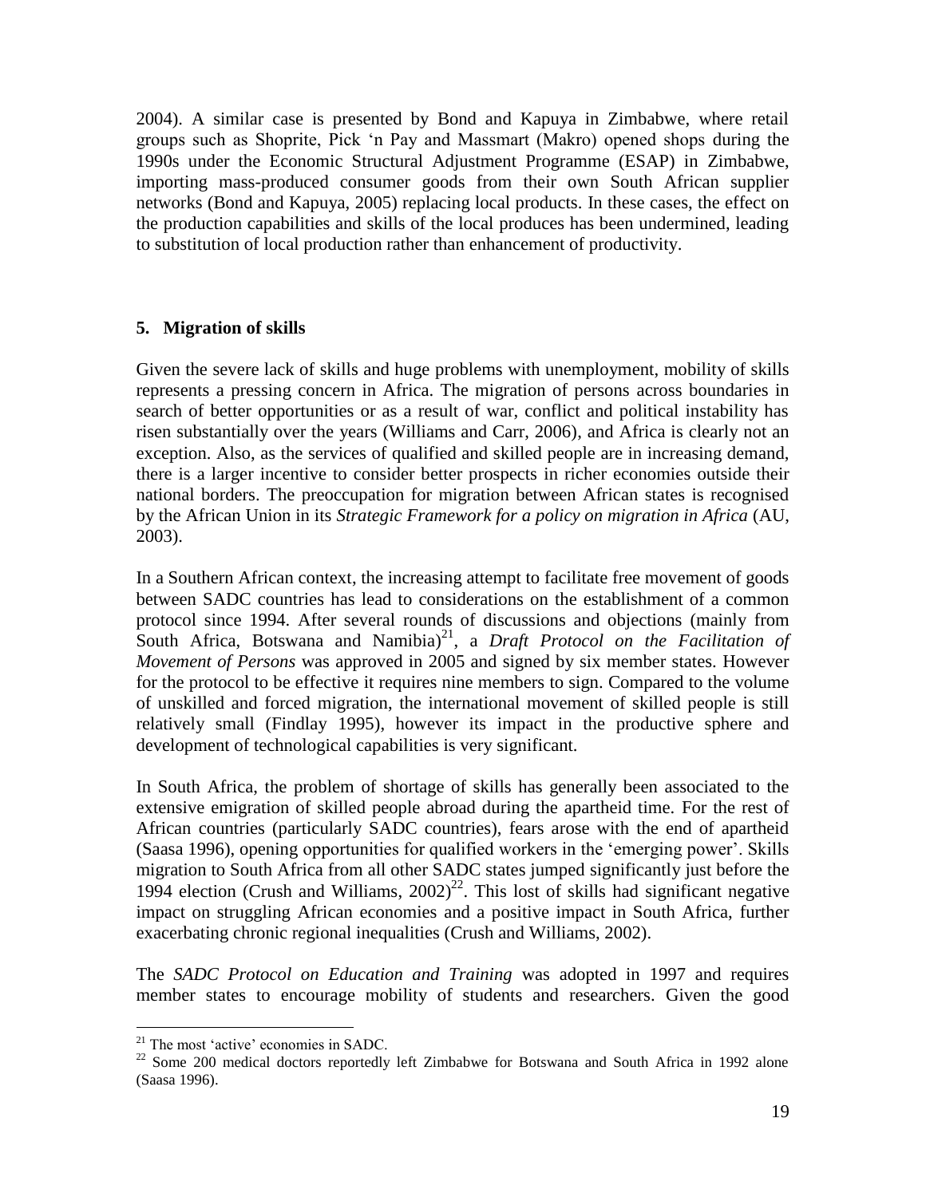2004). A similar case is presented by Bond and Kapuya in Zimbabwe, where retail groups such as Shoprite, Pick 'n Pay and Massmart (Makro) opened shops during the 1990s under the Economic Structural Adjustment Programme (ESAP) in Zimbabwe, importing mass-produced consumer goods from their own South African supplier networks (Bond and Kapuya, 2005) replacing local products. In these cases, the effect on the production capabilities and skills of the local produces has been undermined, leading to substitution of local production rather than enhancement of productivity.

## 5. Migration of skills

Given the severe lack of skills and huge problems with unemployment, mobility of skills represents a pressing concern in Africa. The migration of persons across boundaries in search of better opportunities or as a result of war, conflict and political instability has risen substantially over the years (Williams and Carr, 2006), and Africa is clearly not an exception. Also, as the services of qualified and skilled people are in increasing demand, there is a larger incentive to consider better prospects in richer economies outside their national borders. The preoccupation for migration between African states is recognised by the African Union in its *Strategic Framework for a policy on migration in Africa* (AU, 2003).

In a Southern African context, the increasing attempt to facilitate free movement of goods between SADC countries has lead to considerations on the establishment of a common protocol since 1994. After several rounds of discussions and objections (mainly from South Africa, Botswana and Namibia)[21], a *Draft Protocol on the Facilitation of Movement of Persons* was approved in 2005 and signed by six member states. However for the protocol to be effective it requires nine members to sign. Compared to the volume of unskilled and forced migration, the international movement of skilled people is still relatively small (Findlay 1995), however its impact in the productive sphere and development of technological capabilities is very significant.

In South Africa, the problem of shortage of skills has generally been associated to the extensive emigration of skilled people abroad during the apartheid time. For the rest of African countries (particularly SADC countries), fears arose with the end of apartheid (Saasa 1996), opening opportunities for qualified workers in the 'emerging power'. Skills migration to South Africa from all other SADC states jumped significantly just before the 1994 election (Crush and Williams, 2002)[22]. This lost of skills had significant negative impact on struggling African economies and a positive impact in South Africa, further exacerbating chronic regional inequalities (Crush and Williams, 2002).

The *SADC Protocol on Education and Training* was adopted in 1997 and requires member states to encourage mobility of students and researchers. Given the good

[21] The most 'active' economies in SADC.

[22] Some 200 medical doctors reportedly left Zimbabwe for Botswana and South Africa in 1992 alone (Saasa 1996).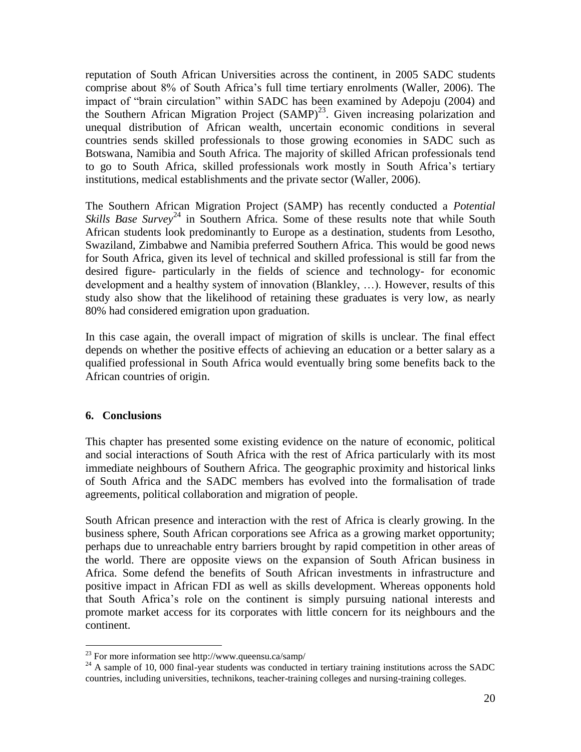reputation of South African Universities across the continent, in 2005 SADC students comprise about 8% of South Africa's full time tertiary enrolments (Waller, 2006). The impact of "brain circulation" within SADC has been examined by Adepoju (2004) and the Southern African Migration Project (SAMP)[23]. Given increasing polarization and unequal distribution of African wealth, uncertain economic conditions in several countries sends skilled professionals to those growing economies in SADC such as Botswana, Namibia and South Africa. The majority of skilled African professionals tend to go to South Africa, skilled professionals work mostly in South Africa's tertiary institutions, medical establishments and the private sector (Waller, 2006).

The Southern African Migration Project (SAMP) has recently conducted a *Potential Skills Base Survey*[24] in Southern Africa. Some of these results note that while South African students look predominantly to Europe as a destination, students from Lesotho, Swaziland, Zimbabwe and Namibia preferred Southern Africa. This would be good news for South Africa, given its level of technical and skilled professional is still far from the desired figure- particularly in the fields of science and technology- for economic development and a healthy system of innovation (Blankley, …). However, results of this study also show that the likelihood of retaining these graduates is very low, as nearly 80% had considered emigration upon graduation.

In this case again, the overall impact of migration of skills is unclear. The final effect depends on whether the positive effects of achieving an education or a better salary as a qualified professional in South Africa would eventually bring some benefits back to the African countries of origin.

## 6. Conclusions

This chapter has presented some existing evidence on the nature of economic, political and social interactions of South Africa with the rest of Africa particularly with its most immediate neighbours of Southern Africa. The geographic proximity and historical links of South Africa and the SADC members has evolved into the formalisation of trade agreements, political collaboration and migration of people.

South African presence and interaction with the rest of Africa is clearly growing. In the business sphere, South African corporations see Africa as a growing market opportunity; perhaps due to unreachable entry barriers brought by rapid competition in other areas of the world. There are opposite views on the expansion of South African business in Africa. Some defend the benefits of South African investments in infrastructure and positive impact in African FDI as well as skills development. Whereas opponents hold that South Africa's role on the continent is simply pursuing national interests and promote market access for its corporates with little concern for its neighbours and the continent.

---

[23] For more information see http://www.queensu.ca/samp/

[24] A sample of 10, 000 final-year students was conducted in tertiary training institutions across the SADC countries, including universities, technikons, teacher-training colleges and nursing-training colleges.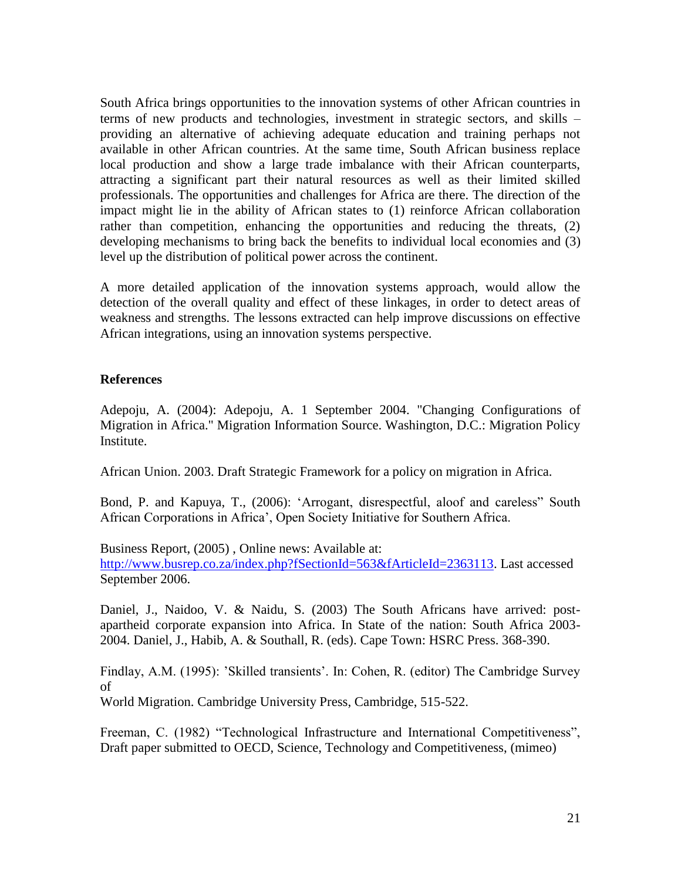South Africa brings opportunities to the innovation systems of other African countries in terms of new products and technologies, investment in strategic sectors, and skills – providing an alternative of achieving adequate education and training perhaps not available in other African countries. At the same time, South African business replace local production and show a large trade imbalance with their African counterparts, attracting a significant part their natural resources as well as their limited skilled professionals. The opportunities and challenges for Africa are there. The direction of the impact might lie in the ability of African states to (1) reinforce African collaboration rather than competition, enhancing the opportunities and reducing the threats, (2) developing mechanisms to bring back the benefits to individual local economies and (3) level up the distribution of political power across the continent.

A more detailed application of the innovation systems approach, would allow the detection of the overall quality and effect of these linkages, in order to detect areas of weakness and strengths. The lessons extracted can help improve discussions on effective African integrations, using an innovation systems perspective.

**References**

Adepoju, A. (2004): Adepoju, A. 1 September 2004. "Changing Configurations of Migration in Africa." Migration Information Source. Washington, D.C.: Migration Policy Institute.

African Union. 2003. Draft Strategic Framework for a policy on migration in Africa.

Bond, P. and Kapuya, T., (2006): 'Arrogant, disrespectful, aloof and careless" South African Corporations in Africa', Open Society Initiative for Southern Africa.

Business Report, (2005) , Online news: Available at: http://www.busrep.co.za/index.php?fSectionId=563&fArticleId=2363113. Last accessed September 2006.

Daniel, J., Naidoo, V. & Naidu, S. (2003) The South Africans have arrived: post-apartheid corporate expansion into Africa. In State of the nation: South Africa 2003-2004. Daniel, J., Habib, A. & Southall, R. (eds). Cape Town: HSRC Press. 368-390.

Findlay, A.M. (1995): 'Skilled transients'. In: Cohen, R. (editor) The Cambridge Survey of
World Migration. Cambridge University Press, Cambridge, 515-522.

Freeman, C. (1982) "Technological Infrastructure and International Competitiveness", Draft paper submitted to OECD, Science, Technology and Competitiveness, (mimeo)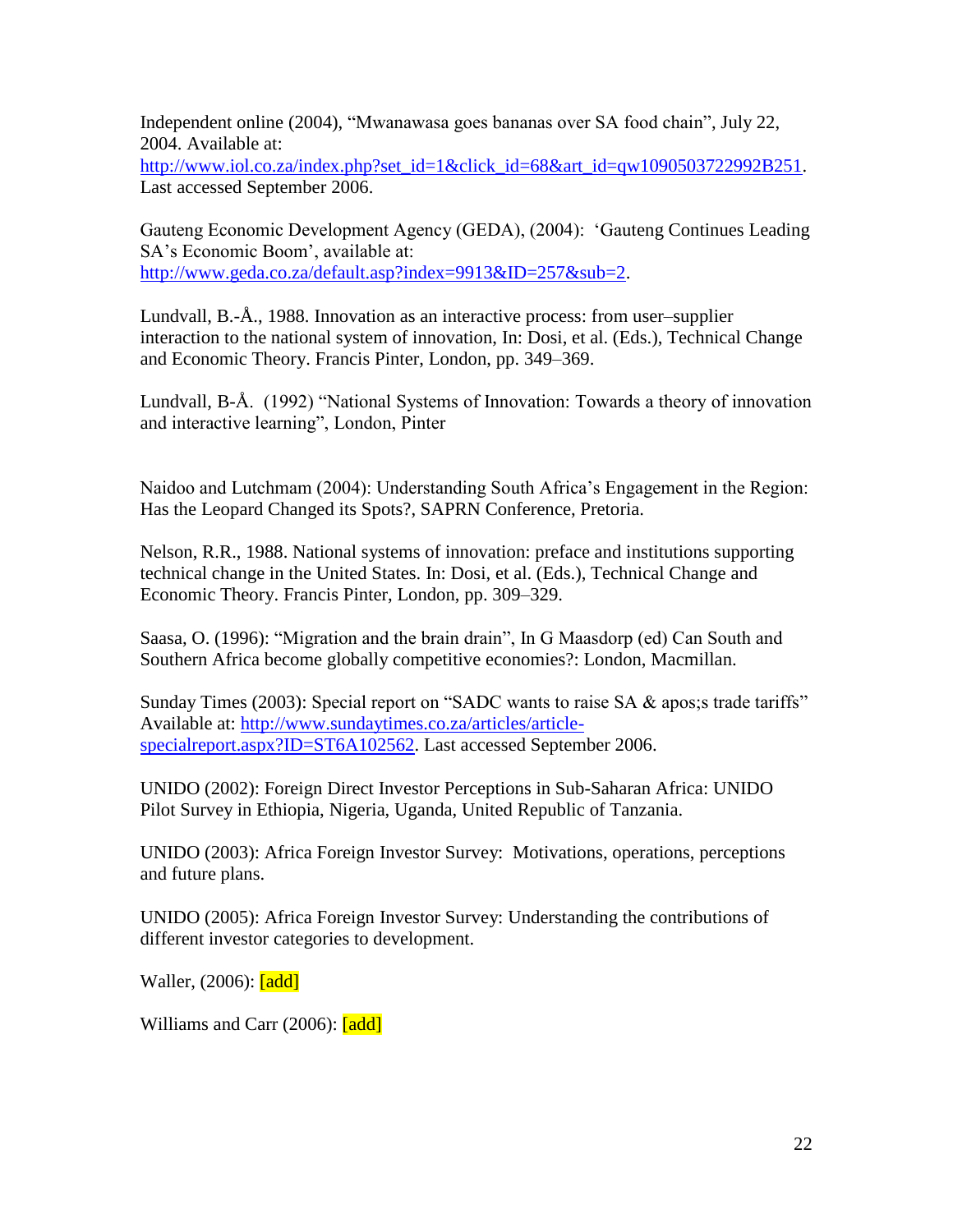Independent online (2004), "Mwanawasa goes bananas over SA food chain", July 22, 2004. Available at: http://www.iol.co.za/index.php?set_id=1&click_id=68&art_id=qw1090503722992B251. Last accessed September 2006.

Gauteng Economic Development Agency (GEDA), (2004): 'Gauteng Continues Leading SA's Economic Boom', available at: http://www.geda.co.za/default.asp?index=9913&ID=257&sub=2.

Lundvall, B.-Å., 1988. Innovation as an interactive process: from user–supplier interaction to the national system of innovation, In: Dosi, et al. (Eds.), Technical Change and Economic Theory. Francis Pinter, London, pp. 349–369.

Lundvall, B-Å. (1992) "National Systems of Innovation: Towards a theory of innovation and interactive learning", London, Pinter

Naidoo and Lutchmam (2004): Understanding South Africa's Engagement in the Region: Has the Leopard Changed its Spots?, SAPRN Conference, Pretoria.

Nelson, R.R., 1988. National systems of innovation: preface and institutions supporting technical change in the United States. In: Dosi, et al. (Eds.), Technical Change and Economic Theory. Francis Pinter, London, pp. 309–329.

Saasa, O. (1996): "Migration and the brain drain", In G Maasdorp (ed) Can South and Southern Africa become globally competitive economies?: London, Macmillan.

Sunday Times (2003): Special report on "SADC wants to raise SA & apos;s trade tariffs" Available at: http://www.sundaytimes.co.za/articles/article-specialreport.aspx?ID=ST6A102562. Last accessed September 2006.

UNIDO (2002): Foreign Direct Investor Perceptions in Sub-Saharan Africa: UNIDO Pilot Survey in Ethiopia, Nigeria, Uganda, United Republic of Tanzania.

UNIDO (2003): Africa Foreign Investor Survey: Motivations, operations, perceptions and future plans.

UNIDO (2005): Africa Foreign Investor Survey: Understanding the contributions of different investor categories to development.

Waller, (2006): [add]

Williams and Carr (2006): [add]